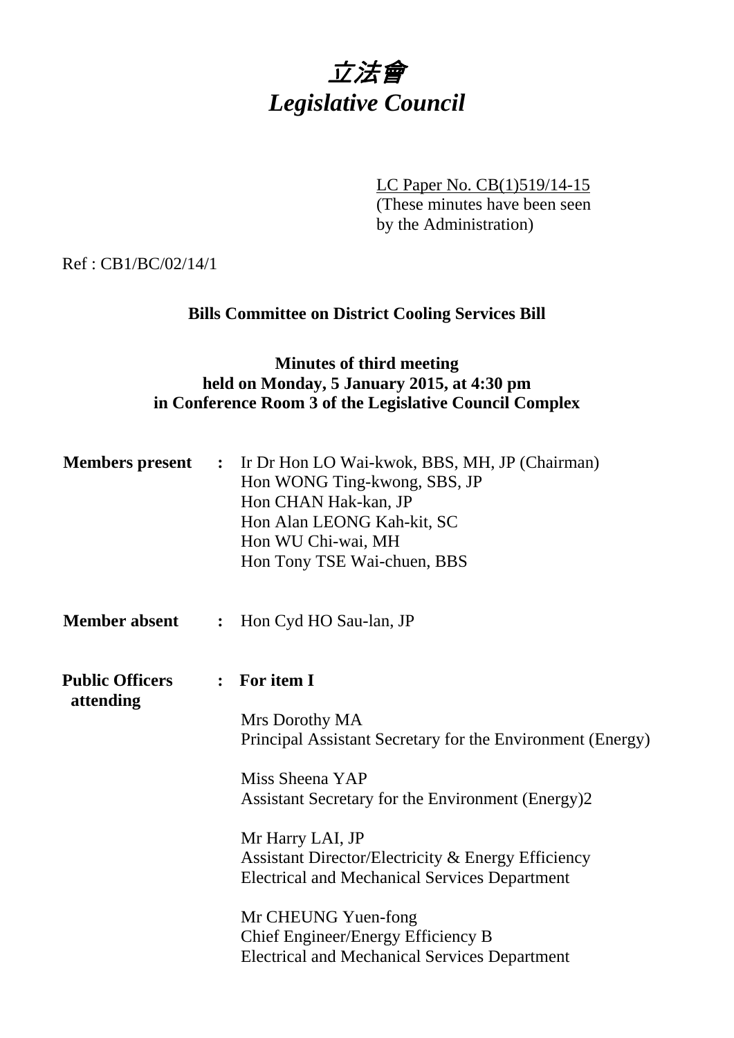# *立法會*
# *Legislative Council*

LC Paper No. CB(1)519/14-15
(These minutes have been seen by the Administration)

Ref : CB1/BC/02/14/1

**Bills Committee on District Cooling Services Bill**

**Minutes of third meeting**
**held on Monday, 5 January 2015, at 4:30 pm**
**in Conference Room 3 of the Legislative Council Complex**

**Members present :** Ir Dr Hon LO Wai-kwok, BBS, MH, JP (Chairman)
Hon WONG Ting-kwong, SBS, JP
Hon CHAN Hak-kan, JP
Hon Alan LEONG Kah-kit, SC
Hon WU Chi-wai, MH
Hon Tony TSE Wai-chuen, BBS

**Member absent :** Hon Cyd HO Sau-lan, JP

**Public Officers attending :** **For item I**

Mrs Dorothy MA
Principal Assistant Secretary for the Environment (Energy)

Miss Sheena YAP
Assistant Secretary for the Environment (Energy)2

Mr Harry LAI, JP
Assistant Director/Electricity & Energy Efficiency
Electrical and Mechanical Services Department

Mr CHEUNG Yuen-fong
Chief Engineer/Energy Efficiency B
Electrical and Mechanical Services Department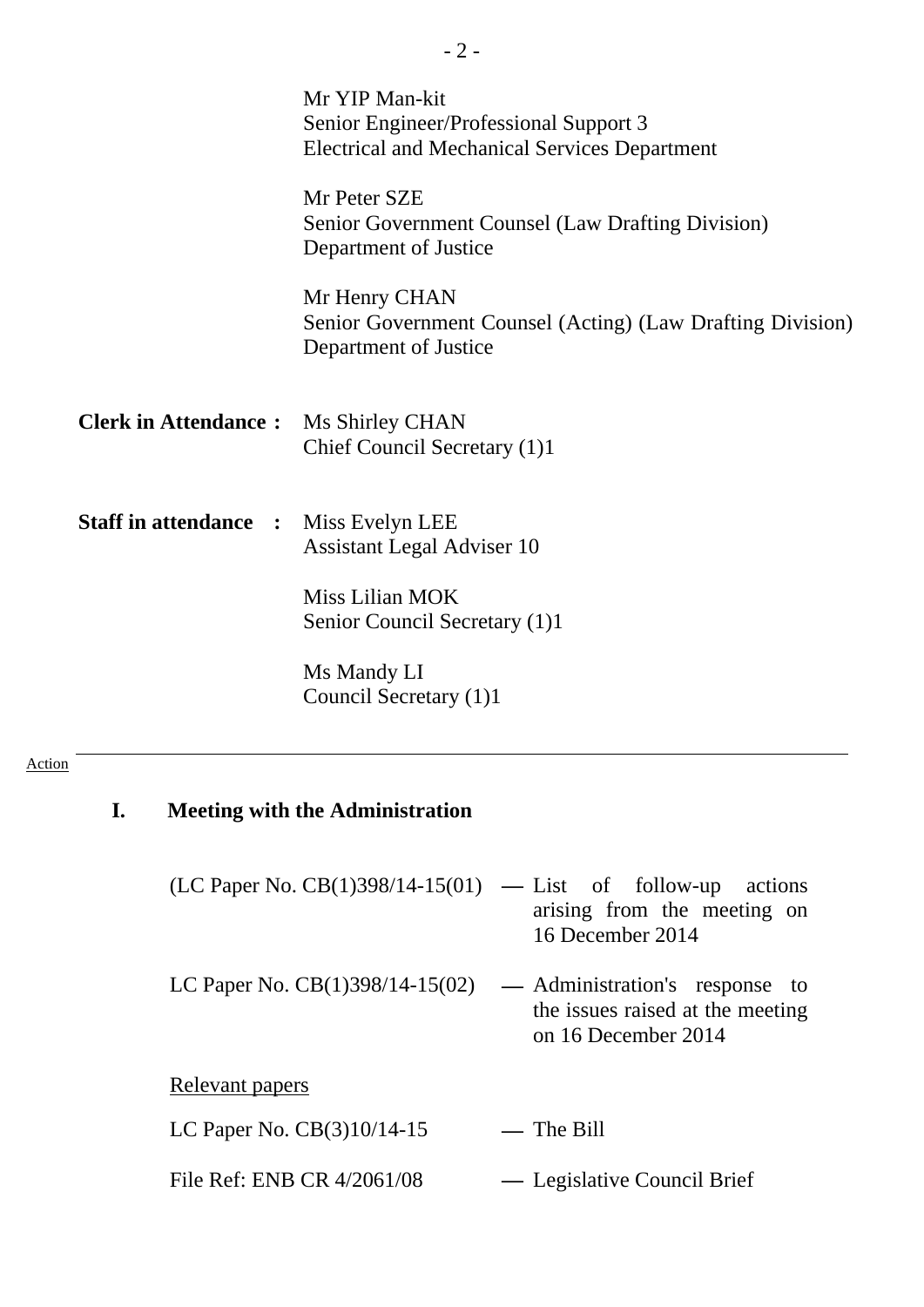Mr YIP Man-kit
Senior Engineer/Professional Support 3
Electrical and Mechanical Services Department

Mr Peter SZE
Senior Government Counsel (Law Drafting Division)
Department of Justice

Mr Henry CHAN
Senior Government Counsel (Acting) (Law Drafting Division)
Department of Justice

**Clerk in Attendance :** Ms Shirley CHAN
Chief Council Secretary (1)1

**Staff in attendance :** Miss Evelyn LEE
Assistant Legal Adviser 10

Miss Lilian MOK
Senior Council Secretary (1)1

Ms Mandy LI
Council Secretary (1)1

---

Action

## I. Meeting with the Administration

(LC Paper No. CB(1)398/14-15(01) — List of follow-up actions arising from the meeting on 16 December 2014

LC Paper No. CB(1)398/14-15(02) — Administration's response to the issues raised at the meeting on 16 December 2014

Relevant papers

LC Paper No. CB(3)10/14-15 — The Bill

File Ref: ENB CR 4/2061/08 — Legislative Council Brief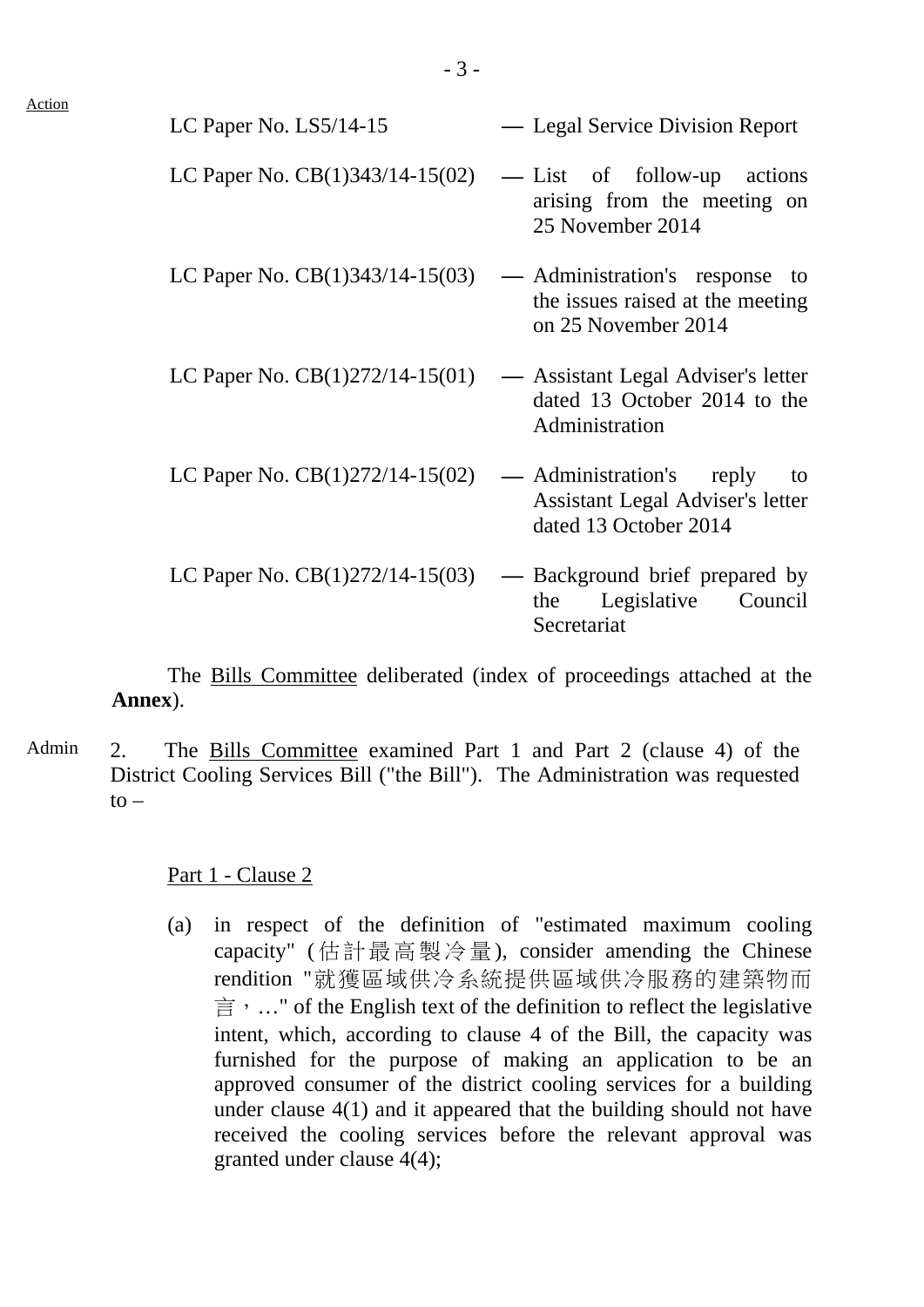Action

| | |
|---|---|
| LC Paper No. LS5/14-15 | — Legal Service Division Report |
| LC Paper No. CB(1)343/14-15(02) | — List of follow-up actions arising from the meeting on 25 November 2014 |
| LC Paper No. CB(1)343/14-15(03) | — Administration's response to the issues raised at the meeting on 25 November 2014 |
| LC Paper No. CB(1)272/14-15(01) | — Assistant Legal Adviser's letter dated 13 October 2014 to the Administration |
| LC Paper No. CB(1)272/14-15(02) | — Administration's reply to Assistant Legal Adviser's letter dated 13 October 2014 |
| LC Paper No. CB(1)272/14-15(03) | — Background brief prepared by the Legislative Council Secretariat |

The Bills Committee deliberated (index of proceedings attached at the **Annex**).

Admin

2. The Bills Committee examined Part 1 and Part 2 (clause 4) of the District Cooling Services Bill ("the Bill"). The Administration was requested to –

Part 1 - Clause 2

(a) in respect of the definition of "estimated maximum cooling capacity" (估計最高製冷量), consider amending the Chinese rendition "就獲區域供冷系統提供區域供冷服務的建築物而言，…" of the English text of the definition to reflect the legislative intent, which, according to clause 4 of the Bill, the capacity was furnished for the purpose of making an application to be an approved consumer of the district cooling services for a building under clause 4(1) and it appeared that the building should not have received the cooling services before the relevant approval was granted under clause 4(4);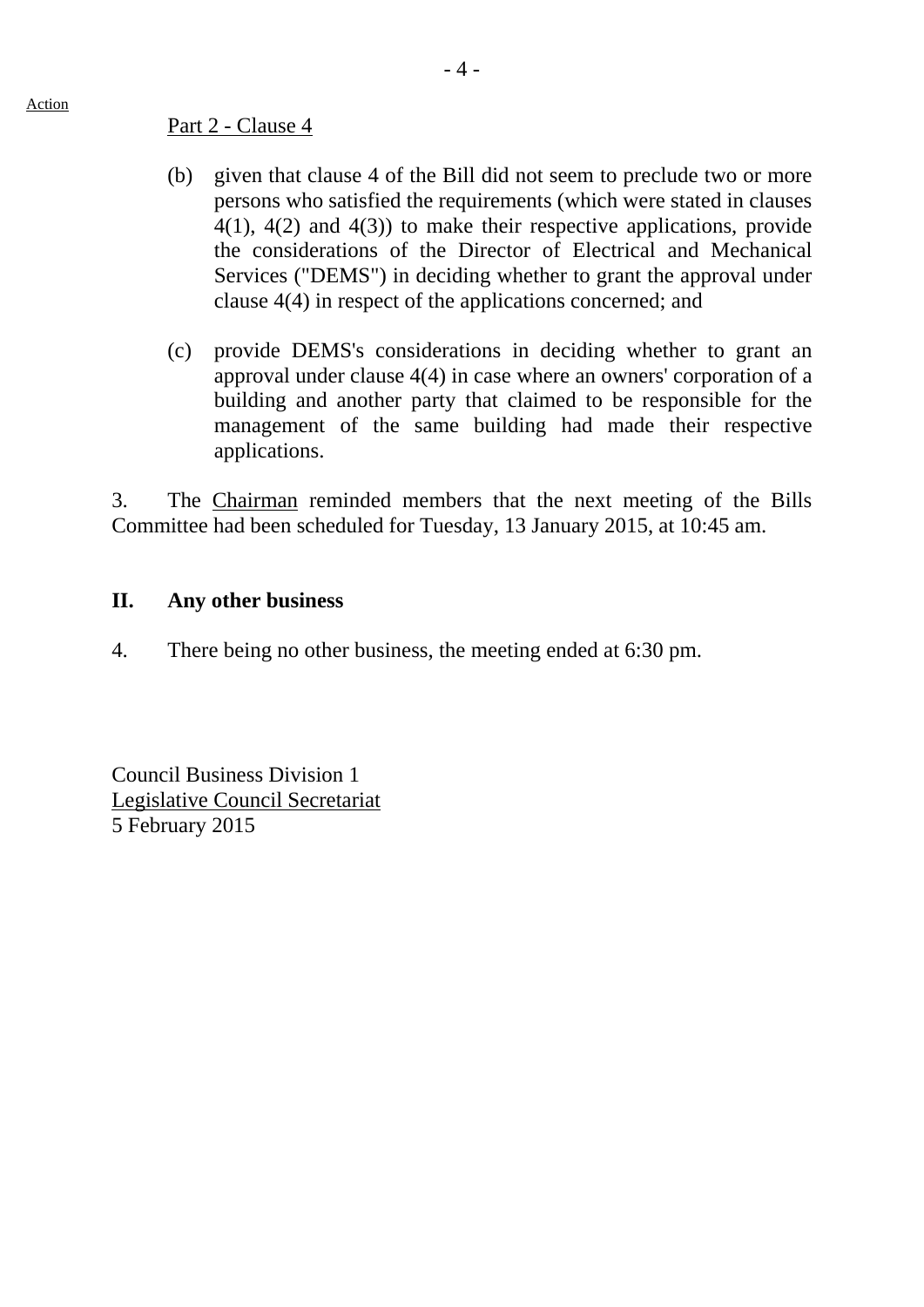Action

Part 2 - Clause 4

(b) given that clause 4 of the Bill did not seem to preclude two or more persons who satisfied the requirements (which were stated in clauses 4(1), 4(2) and 4(3)) to make their respective applications, provide the considerations of the Director of Electrical and Mechanical Services ("DEMS") in deciding whether to grant the approval under clause 4(4) in respect of the applications concerned; and

(c) provide DEMS's considerations in deciding whether to grant an approval under clause 4(4) in case where an owners' corporation of a building and another party that claimed to be responsible for the management of the same building had made their respective applications.

3. The Chairman reminded members that the next meeting of the Bills Committee had been scheduled for Tuesday, 13 January 2015, at 10:45 am.

## II. Any other business

4. There being no other business, the meeting ended at 6:30 pm.

Council Business Division 1
Legislative Council Secretariat
5 February 2015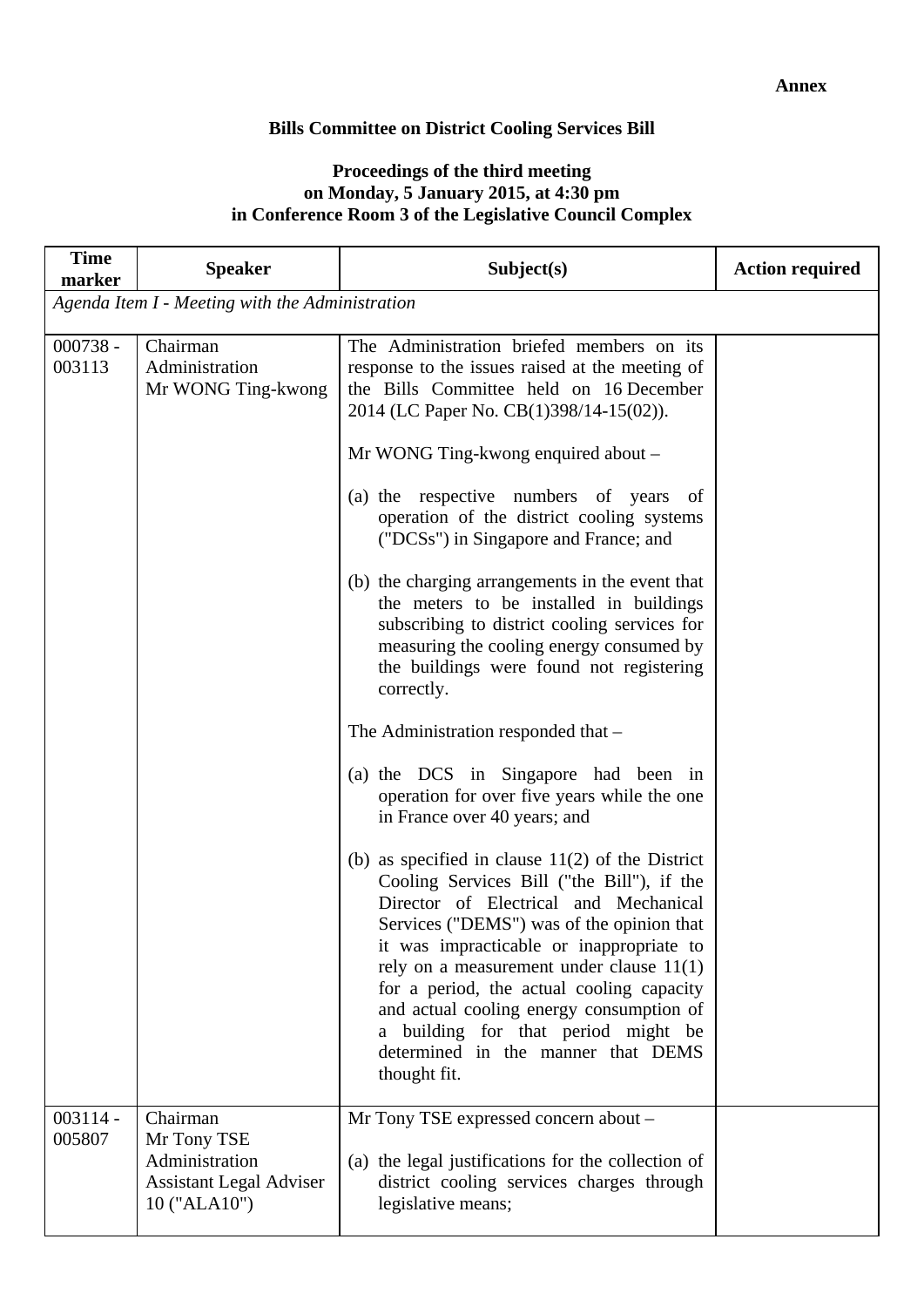**Annex**

**Bills Committee on District Cooling Services Bill**

**Proceedings of the third meeting on Monday, 5 January 2015, at 4:30 pm in Conference Room 3 of the Legislative Council Complex**

| Time marker | Speaker | Subject(s) | Action required |
|---|---|---|---|
| *Agenda Item I - Meeting with the Administration* | | | |
| 000738 - 003113 | Chairman<br>Administration<br>Mr WONG Ting-kwong | The Administration briefed members on its response to the issues raised at the meeting of the Bills Committee held on 16 December 2014 (LC Paper No. CB(1)398/14-15(02)).<br><br>Mr WONG Ting-kwong enquired about –<br><br>(a) the respective numbers of years of operation of the district cooling systems ("DCSs") in Singapore and France; and<br><br>(b) the charging arrangements in the event that the meters to be installed in buildings subscribing to district cooling services for measuring the cooling energy consumed by the buildings were found not registering correctly.<br><br>The Administration responded that –<br><br>(a) the DCS in Singapore had been in operation for over five years while the one in France over 40 years; and<br><br>(b) as specified in clause 11(2) of the District Cooling Services Bill ("the Bill"), if the Director of Electrical and Mechanical Services ("DEMS") was of the opinion that it was impracticable or inappropriate to rely on a measurement under clause 11(1) for a period, the actual cooling capacity and actual cooling energy consumption of a building for that period might be determined in the manner that DEMS thought fit. | |
| 003114 - 005807 | Chairman<br>Mr Tony TSE<br>Administration<br>Assistant Legal Adviser 10 ("ALA10") | Mr Tony TSE expressed concern about –<br><br>(a) the legal justifications for the collection of district cooling services charges through legislative means; | |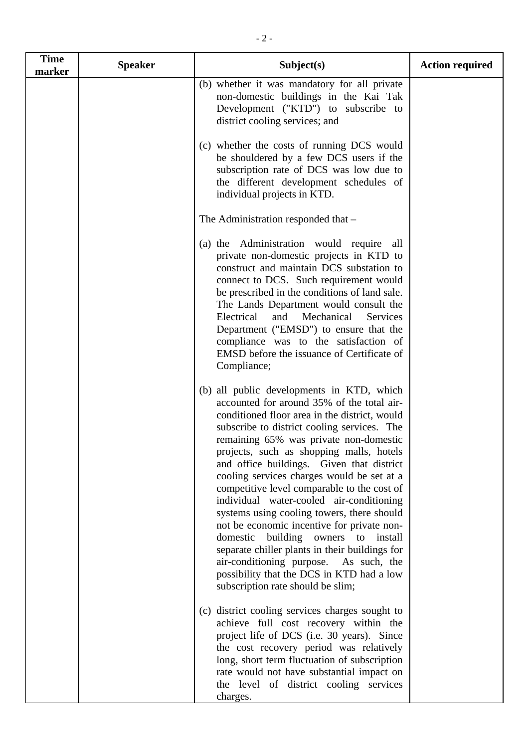| Time marker | Speaker | Subject(s) | Action required |
|---|---|---|---|
| | | (b) whether it was mandatory for all private non-domestic buildings in the Kai Tak Development ("KTD") to subscribe to district cooling services; and<br><br>(c) whether the costs of running DCS would be shouldered by a few DCS users if the subscription rate of DCS was low due to the different development schedules of individual projects in KTD.<br><br>The Administration responded that –<br><br>(a) the Administration would require all private non-domestic projects in KTD to construct and maintain DCS substation to connect to DCS. Such requirement would be prescribed in the conditions of land sale. The Lands Department would consult the Electrical and Mechanical Services Department ("EMSD") to ensure that the compliance was to the satisfaction of EMSD before the issuance of Certificate of Compliance;<br><br>(b) all public developments in KTD, which accounted for around 35% of the total air-conditioned floor area in the district, would subscribe to district cooling services. The remaining 65% was private non-domestic projects, such as shopping malls, hotels and office buildings. Given that district cooling services charges would be set at a competitive level comparable to the cost of individual water-cooled air-conditioning systems using cooling towers, there should not be economic incentive for private non-domestic building owners to install separate chiller plants in their buildings for air-conditioning purpose. As such, the possibility that the DCS in KTD had a low subscription rate should be slim;<br><br>(c) district cooling services charges sought to achieve full cost recovery within the project life of DCS (i.e. 30 years). Since the cost recovery period was relatively long, short term fluctuation of subscription rate would not have substantial impact on the level of district cooling services charges. | |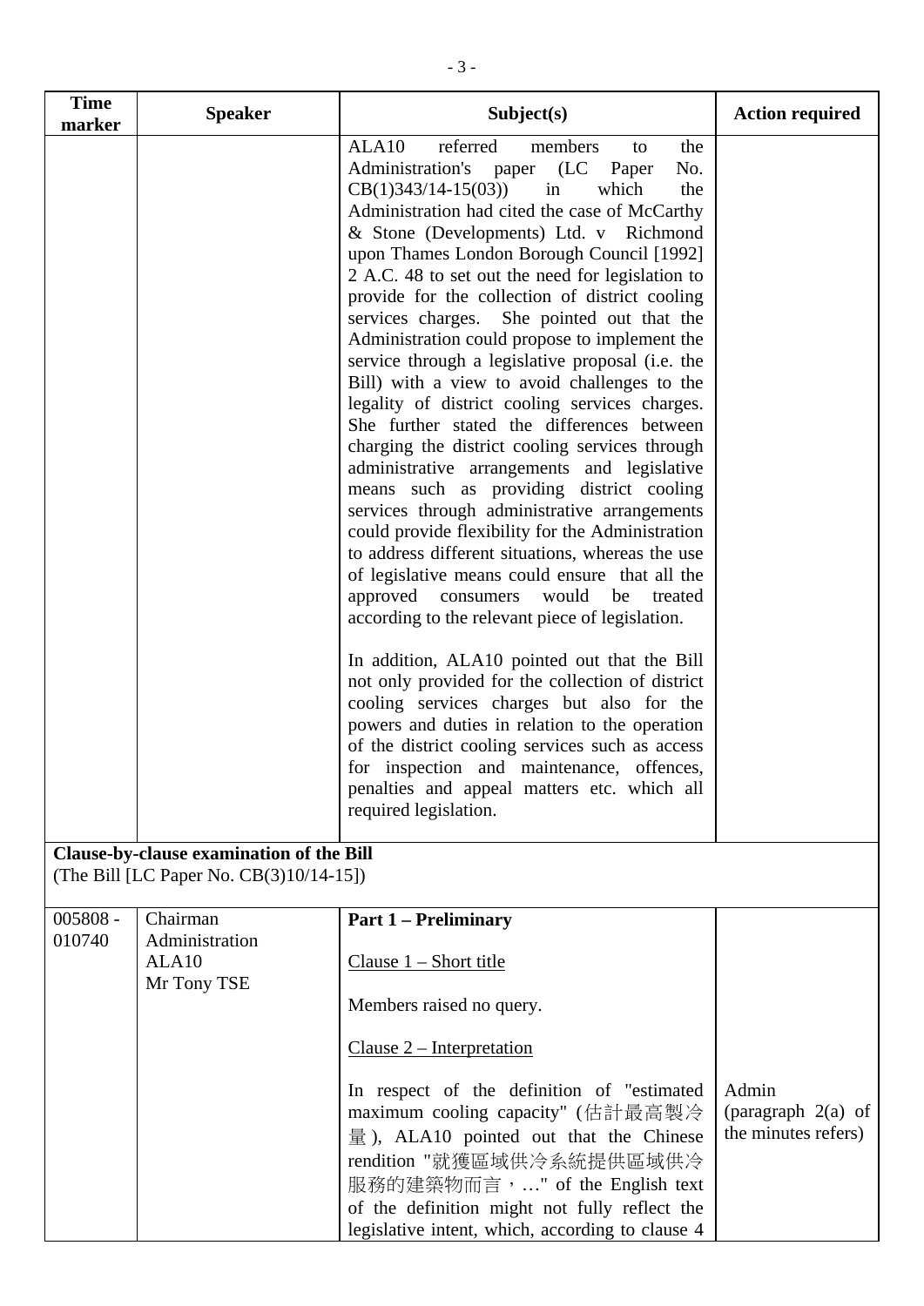| Time marker | Speaker | Subject(s) | Action required |
|---|---|---|---|
| | | ALA10 referred members to the Administration's paper (LC Paper No. CB(1)343/14-15(03)) in which the Administration had cited the case of McCarthy & Stone (Developments) Ltd. v Richmond upon Thames London Borough Council [1992] 2 A.C. 48 to set out the need for legislation to provide for the collection of district cooling services charges. She pointed out that the Administration could propose to implement the service through a legislative proposal (i.e. the Bill) with a view to avoid challenges to the legality of district cooling services charges. She further stated the differences between charging the district cooling services through administrative arrangements and legislative means such as providing district cooling services through administrative arrangements could provide flexibility for the Administration to address different situations, whereas the use of legislative means could ensure that all the approved consumers would be treated according to the relevant piece of legislation.<br><br>In addition, ALA10 pointed out that the Bill not only provided for the collection of district cooling services charges but also for the powers and duties in relation to the operation of the district cooling services such as access for inspection and maintenance, offences, penalties and appeal matters etc. which all required legislation. | |
| **Clause-by-clause examination of the Bill**<br>(The Bill [LC Paper No. CB(3)10/14-15]) | | | |
| 005808 - 010740 | Chairman<br>Administration<br>ALA10<br>Mr Tony TSE | **Part 1 – Preliminary**<br><br><u>Clause 1 – Short title</u><br><br>Members raised no query.<br><br><u>Clause 2 – Interpretation</u><br><br>In respect of the definition of "estimated maximum cooling capacity" (估計最高製冷量), ALA10 pointed out that the Chinese rendition "就獲區域供冷系統提供區域供冷服務的建築物而言，..." of the English text of the definition might not fully reflect the legislative intent, which, according to clause 4 | Admin<br>(paragraph 2(a) of the minutes refers) |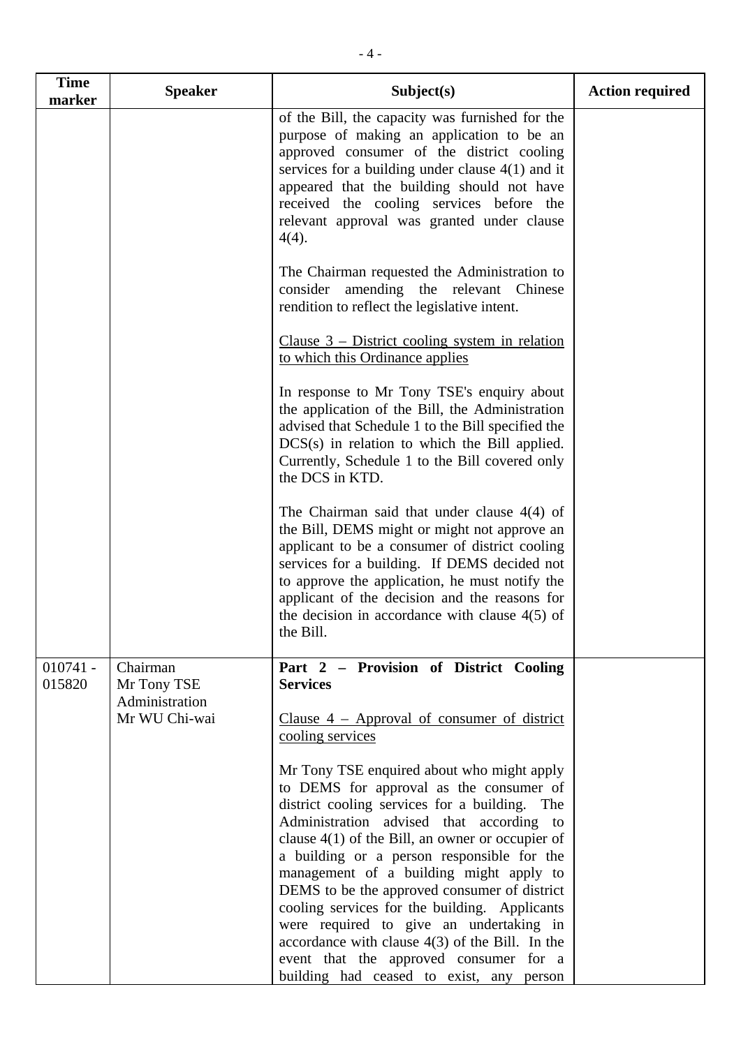| Time marker | Speaker | Subject(s) | Action required |
|---|---|---|---|
| | | of the Bill, the capacity was furnished for the purpose of making an application to be an approved consumer of the district cooling services for a building under clause 4(1) and it appeared that the building should not have received the cooling services before the relevant approval was granted under clause 4(4).<br><br>The Chairman requested the Administration to consider amending the relevant Chinese rendition to reflect the legislative intent.<br><br><u>Clause 3 – District cooling system in relation to which this Ordinance applies</u><br><br>In response to Mr Tony TSE's enquiry about the application of the Bill, the Administration advised that Schedule 1 to the Bill specified the DCS(s) in relation to which the Bill applied. Currently, Schedule 1 to the Bill covered only the DCS in KTD.<br><br>The Chairman said that under clause 4(4) of the Bill, DEMS might or might not approve an applicant to be a consumer of district cooling services for a building. If DEMS decided not to approve the application, he must notify the applicant of the decision and the reasons for the decision in accordance with clause 4(5) of the Bill. | |
| 010741 - 015820 | Chairman<br>Mr Tony TSE<br>Administration<br>Mr WU Chi-wai | **Part 2 – Provision of District Cooling Services**<br><br><u>Clause 4 – Approval of consumer of district cooling services</u><br><br>Mr Tony TSE enquired about who might apply to DEMS for approval as the consumer of district cooling services for a building. The Administration advised that according to clause 4(1) of the Bill, an owner or occupier of a building or a person responsible for the management of a building might apply to DEMS to be the approved consumer of district cooling services for the building. Applicants were required to give an undertaking in accordance with clause 4(3) of the Bill. In the event that the approved consumer for a building had ceased to exist, any person | |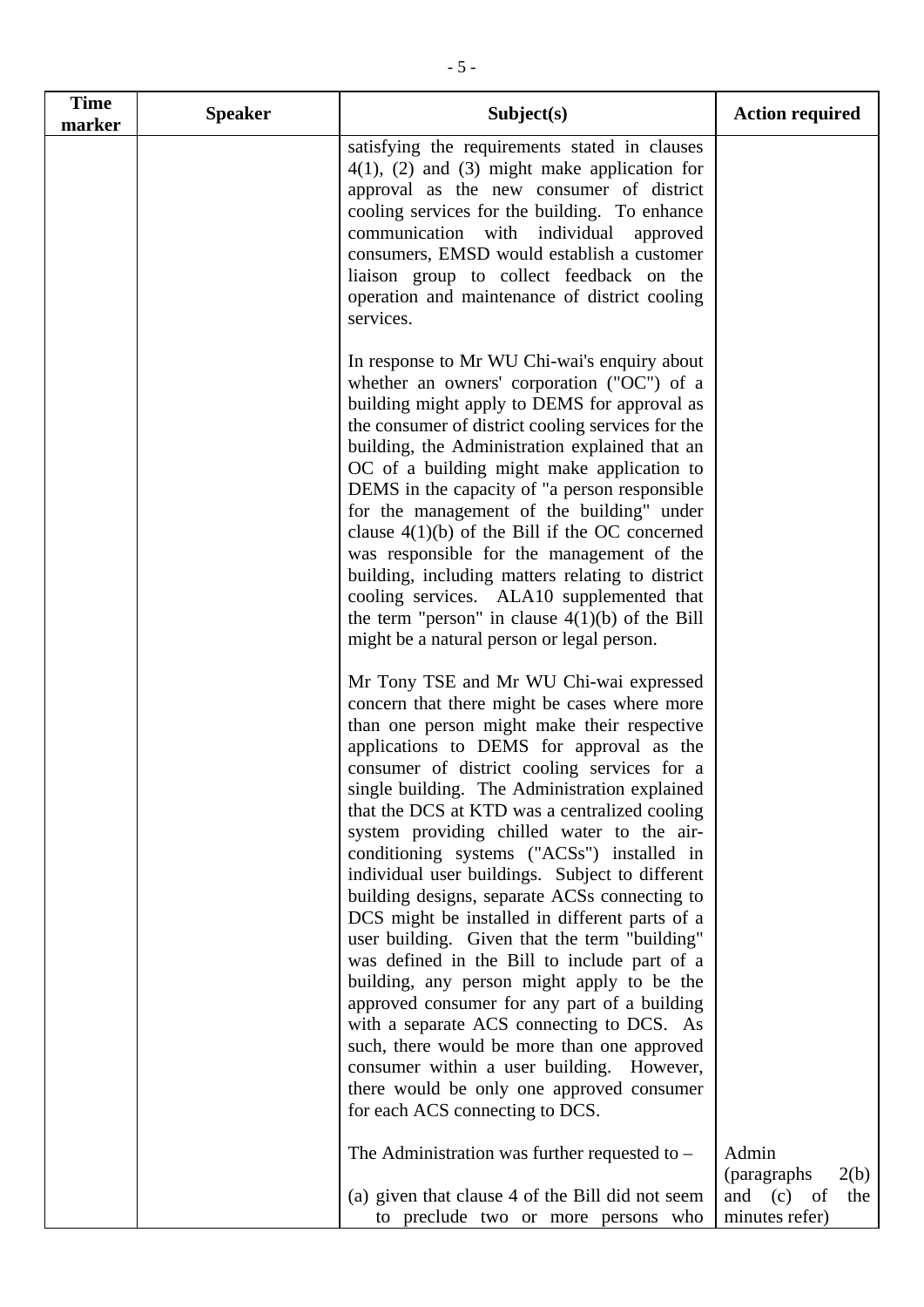| Time marker | Speaker | Subject(s) | Action required |
|---|---|---|---|
| | | satisfying the requirements stated in clauses 4(1), (2) and (3) might make application for approval as the new consumer of district cooling services for the building. To enhance communication with individual approved consumers, EMSD would establish a customer liaison group to collect feedback on the operation and maintenance of district cooling services.<br><br>In response to Mr WU Chi-wai's enquiry about whether an owners' corporation ("OC") of a building might apply to DEMS for approval as the consumer of district cooling services for the building, the Administration explained that an OC of a building might make application to DEMS in the capacity of "a person responsible for the management of the building" under clause 4(1)(b) of the Bill if the OC concerned was responsible for the management of the building, including matters relating to district cooling services. ALA10 supplemented that the term "person" in clause 4(1)(b) of the Bill might be a natural person or legal person.<br><br>Mr Tony TSE and Mr WU Chi-wai expressed concern that there might be cases where more than one person might make their respective applications to DEMS for approval as the consumer of district cooling services for a single building. The Administration explained that the DCS at KTD was a centralized cooling system providing chilled water to the air-conditioning systems ("ACSs") installed in individual user buildings. Subject to different building designs, separate ACSs connecting to DCS might be installed in different parts of a user building. Given that the term "building" was defined in the Bill to include part of a building, any person might apply to be the approved consumer for any part of a building with a separate ACS connecting to DCS. As such, there would be more than one approved consumer within a user building. However, there would be only one approved consumer for each ACS connecting to DCS.<br><br>The Administration was further requested to –<br><br>(a) given that clause 4 of the Bill did not seem to preclude two or more persons who | Admin (paragraphs 2(b) and (c) of the minutes refer) |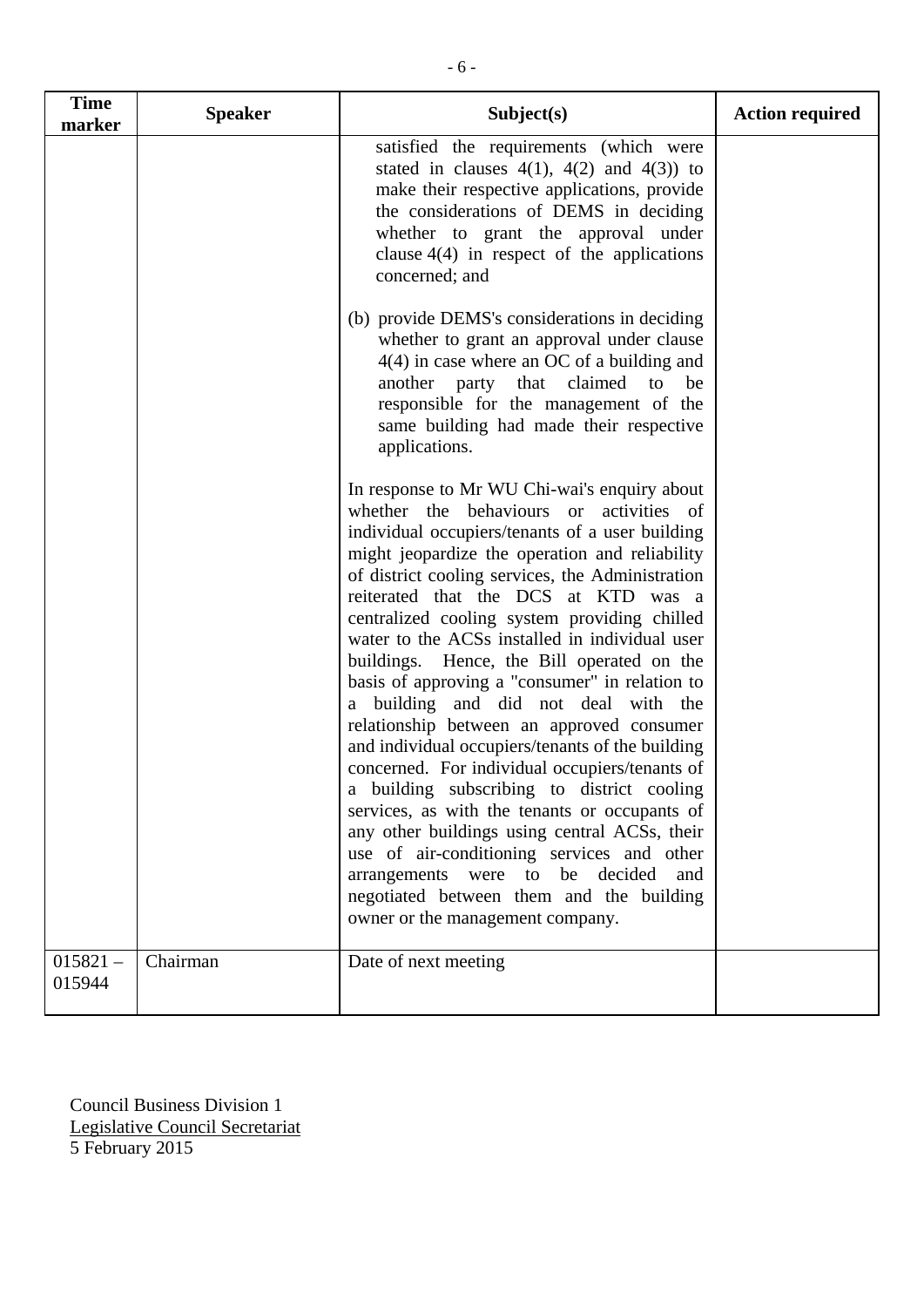| Time marker | Speaker | Subject(s) | Action required |
|---|---|---|---|
| | | satisfied the requirements (which were stated in clauses 4(1), 4(2) and 4(3)) to make their respective applications, provide the considerations of DEMS in deciding whether to grant the approval under clause 4(4) in respect of the applications concerned; and<br><br>(b) provide DEMS's considerations in deciding whether to grant an approval under clause 4(4) in case where an OC of a building and another party that claimed to be responsible for the management of the same building had made their respective applications.<br><br>In response to Mr WU Chi-wai's enquiry about whether the behaviours or activities of individual occupiers/tenants of a user building might jeopardize the operation and reliability of district cooling services, the Administration reiterated that the DCS at KTD was a centralized cooling system providing chilled water to the ACSs installed in individual user buildings. Hence, the Bill operated on the basis of approving a "consumer" in relation to a building and did not deal with the relationship between an approved consumer and individual occupiers/tenants of the building concerned. For individual occupiers/tenants of a building subscribing to district cooling services, as with the tenants or occupants of any other buildings using central ACSs, their use of air-conditioning services and other arrangements were to be decided and negotiated between them and the building owner or the management company. | |
| 015821 – 015944 | Chairman | Date of next meeting | |

Council Business Division 1
Legislative Council Secretariat
5 February 2015